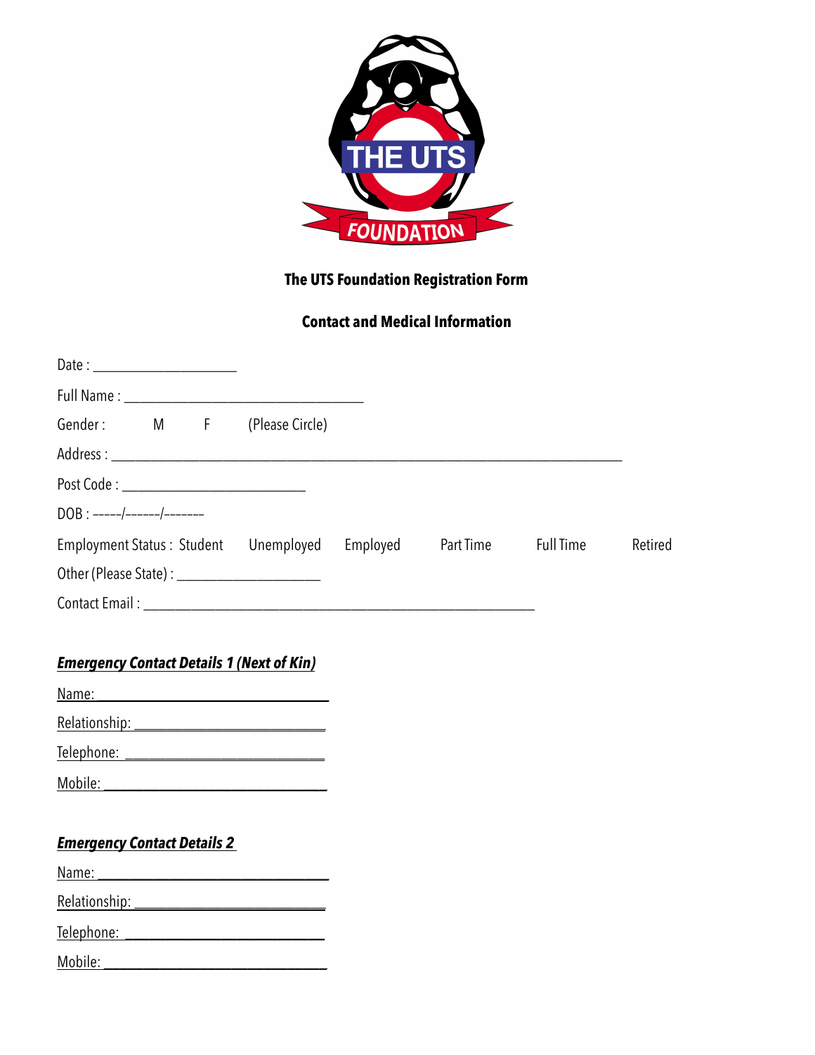# The UTS Foundation Registration Form

## Contact and Medical Information

Date : ____________________

Full Name : __________________________________

Gender : M F (Please Circle)

Address : ________________________________________________________________________

Post Code : __________________________

DOB : -----/-------/-------

Employment Status : Student Unemployed Employed Part Time Full Time Retired

Other (Please State) : ____________________

Contact Email : _______________________________________________________

***Emergency Contact Details 1 (Next of Kin)***

Name: _______________________________

Relationship: __________________________

Telephone: ____________________________

Mobile: ______________________________

***Emergency Contact Details 2***

Name: _______________________________

Relationship: __________________________

Telephone: ____________________________

Mobile: ______________________________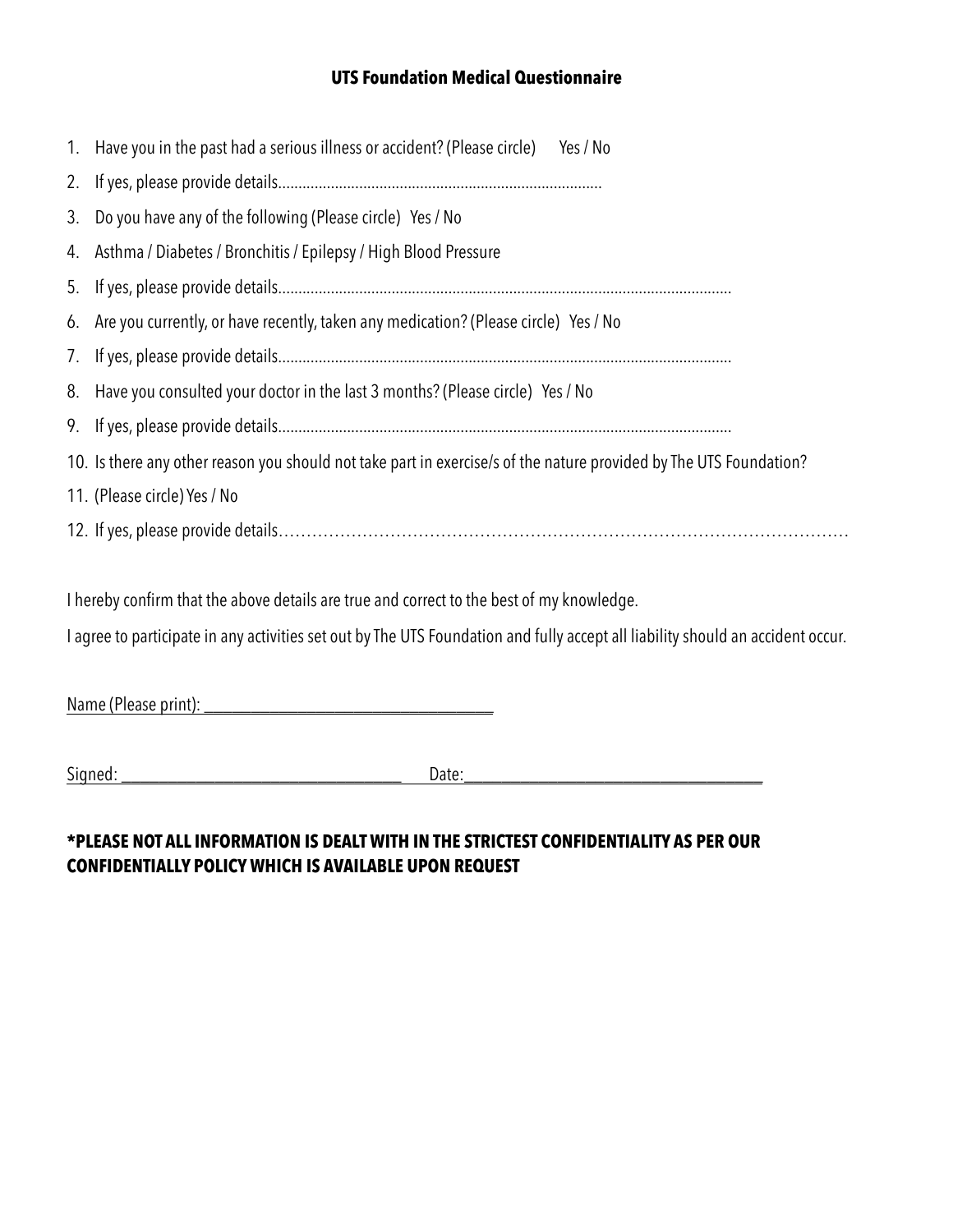## UTS Foundation Medical Questionnaire

1. Have you in the past had a serious illness or accident? (Please circle) Yes / No
2. If yes, please provide details.................................................................................
3. Do you have any of the following (Please circle) Yes / No
4. Asthma / Diabetes / Bronchitis / Epilepsy / High Blood Pressure
5. If yes, please provide details................................................................................................................
6. Are you currently, or have recently, taken any medication? (Please circle) Yes / No
7. If yes, please provide details................................................................................................................
8. Have you consulted your doctor in the last 3 months? (Please circle) Yes / No
9. If yes, please provide details................................................................................................................
10. Is there any other reason you should not take part in exercise/s of the nature provided by The UTS Foundation?
11. (Please circle) Yes / No
12. If yes, please provide details………………………………………………………………………………………

I hereby confirm that the above details are true and correct to the best of my knowledge.

I agree to participate in any activities set out by The UTS Foundation and fully accept all liability should an accident occur.

Name (Please print): ____________________________________

Signed: ___________________________________ Date:_____________________________________

**\*PLEASE NOT ALL INFORMATION IS DEALT WITH IN THE STRICTEST CONFIDENTIALITY AS PER OUR CONFIDENTIALLY POLICY WHICH IS AVAILABLE UPON REQUEST**